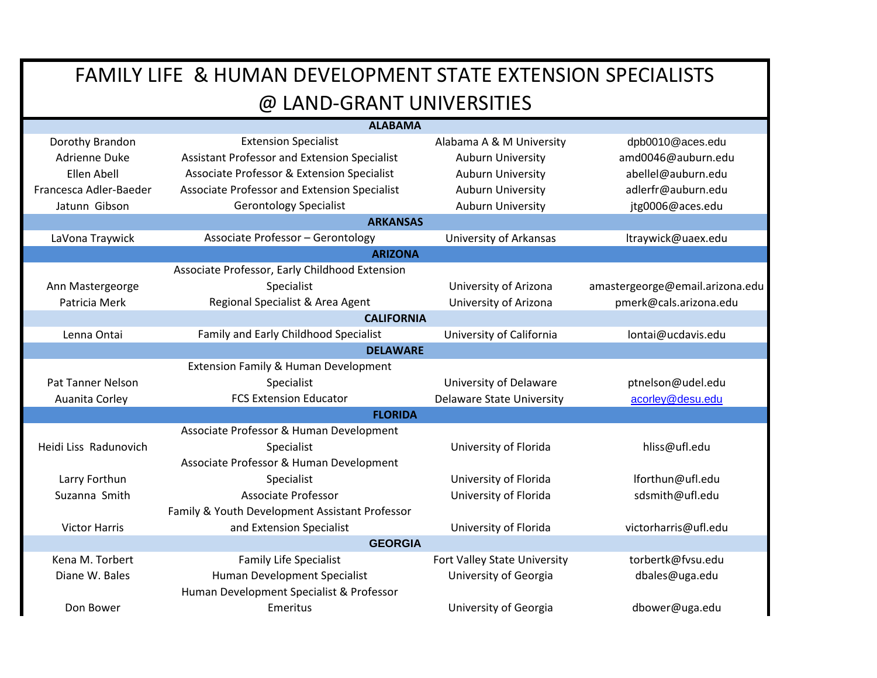# FAMILY LIFE & HUMAN DEVELOPMENT STATE EXTENSION SPECIALISTS @ LAND-GRANT UNIVERSITIES

| | | | |
|---|---|---|---|
| | **ALABAMA** | | |
| Dorothy Brandon | Extension Specialist | Alabama A & M University | dpb0010@aces.edu |
| Adrienne Duke | Assistant Professor and Extension Specialist | Auburn University | amd0046@auburn.edu |
| Ellen Abell | Associate Professor & Extension Specialist | Auburn University | abellel@auburn.edu |
| Francesca Adler-Baeder | Associate Professor and Extension Specialist | Auburn University | adlerfr@auburn.edu |
| Jatunn Gibson | Gerontology Specialist | Auburn University | jtg0006@aces.edu |
| | **ARKANSAS** | | |
| LaVona Traywick | Associate Professor – Gerontology | University of Arkansas | ltraywick@uaex.edu |
| | **ARIZONA** | | |
| Ann Mastergeorge | Associate Professor, Early Childhood Extension Specialist | University of Arizona | amastergeorge@email.arizona.edu |
| Patricia Merk | Regional Specialist & Area Agent | University of Arizona | pmerk@cals.arizona.edu |
| | **CALIFORNIA** | | |
| Lenna Ontai | Family and Early Childhood Specialist | University of California | lontai@ucdavis.edu |
| | **DELAWARE** | | |
| Pat Tanner Nelson | Extension Family & Human Development Specialist | University of Delaware | ptnelson@udel.edu |
| Auanita Corley | FCS Extension Educator | Delaware State University | acorley@desu.edu |
| | **FLORIDA** | | |
| Heidi Liss Radunovich | Associate Professor & Human Development Specialist | University of Florida | hliss@ufl.edu |
| Larry Forthun | Associate Professor & Human Development Specialist | University of Florida | lforthun@ufl.edu |
| Suzanna Smith | Associate Professor | University of Florida | sdsmith@ufl.edu |
| Victor Harris | Family & Youth Development Assistant Professor and Extension Specialist | University of Florida | victorharris@ufl.edu |
| | **GEORGIA** | | |
| Kena M. Torbert | Family Life Specialist | Fort Valley State University | torbertk@fvsu.edu |
| Diane W. Bales | Human Development Specialist | University of Georgia | dbales@uga.edu |
| Don Bower | Human Development Specialist & Professor Emeritus | University of Georgia | dbower@uga.edu |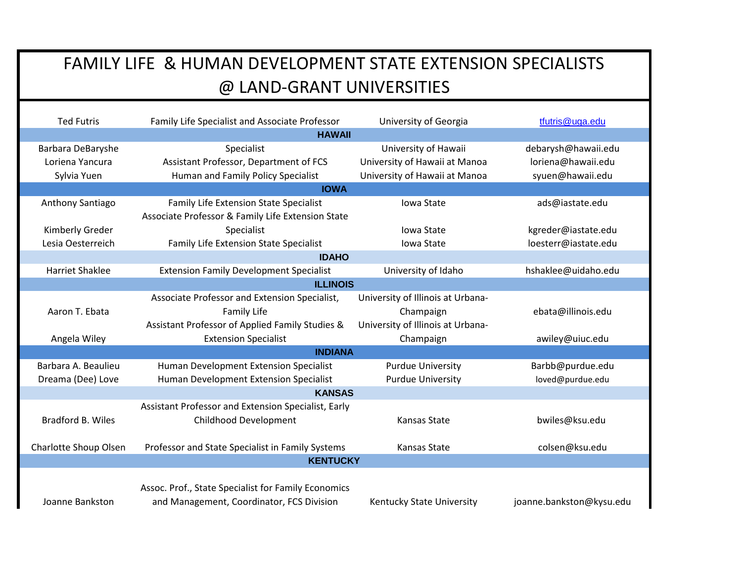# FAMILY LIFE & HUMAN DEVELOPMENT STATE EXTENSION SPECIALISTS @ LAND-GRANT UNIVERSITIES

| | | | |
|---|---|---|---|
| Ted Futris | Family Life Specialist and Associate Professor | University of Georgia | tfutris@uga.edu |
| **HAWAII** | | | |
| Barbara DeBaryshe | Specialist | University of Hawaii | debarysh@hawaii.edu |
| Loriena Yancura | Assistant Professor, Department of FCS | University of Hawaii at Manoa | loriena@hawaii.edu |
| Sylvia Yuen | Human and Family Policy Specialist | University of Hawaii at Manoa | syuen@hawaii.edu |
| **IOWA** | | | |
| Anthony Santiago | Family Life Extension State Specialist | Iowa State | ads@iastate.edu |
| Kimberly Greder | Associate Professor & Family Life Extension State Specialist | Iowa State | kgreder@iastate.edu |
| Lesia Oesterreich | Family Life Extension State Specialist | Iowa State | loesterr@iastate.edu |
| **IDAHO** | | | |
| Harriet Shaklee | Extension Family Development Specialist | University of Idaho | hshaklee@uidaho.edu |
| **ILLINOIS** | | | |
| Aaron T. Ebata | Associate Professor and Extension Specialist, Family Life | University of Illinois at Urbana-Champaign | ebata@illinois.edu |
| Angela Wiley | Assistant Professor of Applied Family Studies & Extension Specialist | University of Illinois at Urbana-Champaign | awiley@uiuc.edu |
| **INDIANA** | | | |
| Barbara A. Beaulieu | Human Development Extension Specialist | Purdue University | Barbb@purdue.edu |
| Dreama (Dee) Love | Human Development Extension Specialist | Purdue University | loved@purdue.edu |
| **KANSAS** | | | |
| Bradford B. Wiles | Assistant Professor and Extension Specialist, Early Childhood Development | Kansas State | bwiles@ksu.edu |
| Charlotte Shoup Olsen | Professor and State Specialist in Family Systems | Kansas State | colsen@ksu.edu |
| **KENTUCKY** | | | |
| Joanne Bankston | Assoc. Prof., State Specialist for Family Economics and Management, Coordinator, FCS Division | Kentucky State University | joanne.bankston@kysu.edu |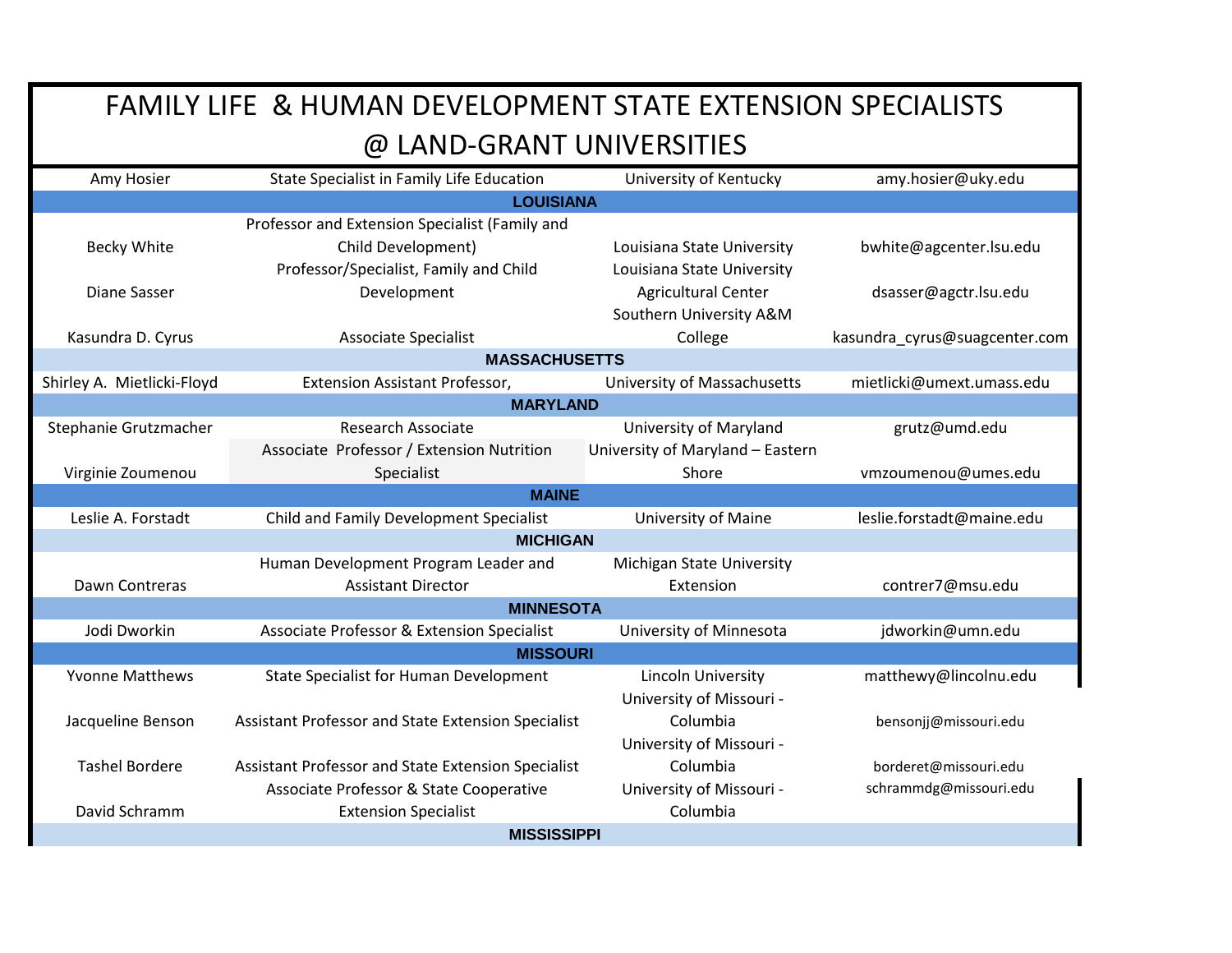# FAMILY LIFE & HUMAN DEVELOPMENT STATE EXTENSION SPECIALISTS @ LAND-GRANT UNIVERSITIES

| | | | |
|---|---|---|---|
| Amy Hosier | State Specialist in Family Life Education | University of Kentucky | amy.hosier@uky.edu |
| **LOUISIANA** | | | |
| Becky White | Professor and Extension Specialist (Family and Child Development) | Louisiana State University | bwhite@agcenter.lsu.edu |
| Diane Sasser | Professor/Specialist, Family and Child Development | Louisiana State University Agricultural Center | dsasser@agctr.lsu.edu |
| Kasundra D. Cyrus | Associate Specialist | Southern University A&M College | kasundra_cyrus@suagcenter.com |
| **MASSACHUSETTS** | | | |
| Shirley A. Mietlicki-Floyd | Extension Assistant Professor, | University of Massachusetts | mietlicki@umext.umass.edu |
| **MARYLAND** | | | |
| Stephanie Grutzmacher | Research Associate | University of Maryland | grutz@umd.edu |
| Virginie Zoumenou | Associate Professor / Extension Nutrition Specialist | University of Maryland – Eastern Shore | vmzoumenou@umes.edu |
| **MAINE** | | | |
| Leslie A. Forstadt | Child and Family Development Specialist | University of Maine | leslie.forstadt@maine.edu |
| **MICHIGAN** | | | |
| Dawn Contreras | Human Development Program Leader and Assistant Director | Michigan State University Extension | contrer7@msu.edu |
| **MINNESOTA** | | | |
| Jodi Dworkin | Associate Professor & Extension Specialist | University of Minnesota | jdworkin@umn.edu |
| **MISSOURI** | | | |
| Yvonne Matthews | State Specialist for Human Development | Lincoln University | matthewy@lincolnu.edu |
| Jacqueline Benson | Assistant Professor and State Extension Specialist | University of Missouri - Columbia | bensonjj@missouri.edu |
| Tashel Bordere | Assistant Professor and State Extension Specialist | University of Missouri - Columbia | borderet@missouri.edu |
| David Schramm | Associate Professor & State Cooperative Extension Specialist | University of Missouri - Columbia | schrammdg@missouri.edu |
| **MISSISSIPPI** | | | |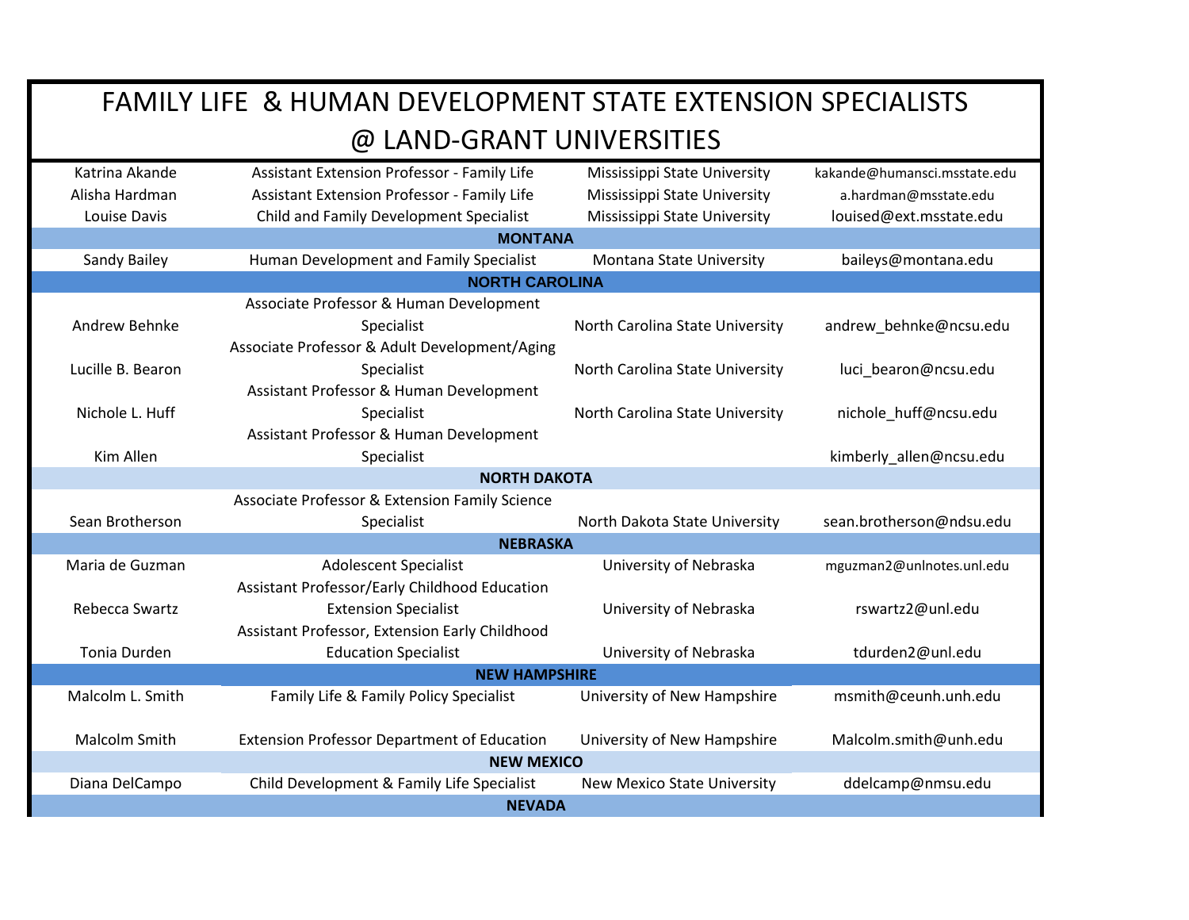# FAMILY LIFE & HUMAN DEVELOPMENT STATE EXTENSION SPECIALISTS @ LAND-GRANT UNIVERSITIES

| | | | |
|---|---|---|---|
| Katrina Akande | Assistant Extension Professor - Family Life | Mississippi State University | kakande@humansci.msstate.edu |
| Alisha Hardman | Assistant Extension Professor - Family Life | Mississippi State University | a.hardman@msstate.edu |
| Louise Davis | Child and Family Development Specialist | Mississippi State University | louised@ext.msstate.edu |
| **MONTANA** | | | |
| Sandy Bailey | Human Development and Family Specialist | Montana State University | baileys@montana.edu |
| **NORTH CAROLINA** | | | |
| Andrew Behnke | Associate Professor & Human Development Specialist | North Carolina State University | andrew_behnke@ncsu.edu |
| Lucille B. Bearon | Associate Professor & Adult Development/Aging Specialist | North Carolina State University | luci_bearon@ncsu.edu |
| Nichole L. Huff | Assistant Professor & Human Development Specialist | North Carolina State University | nichole_huff@ncsu.edu |
| Kim Allen | Assistant Professor & Human Development Specialist | | kimberly_allen@ncsu.edu |
| **NORTH DAKOTA** | | | |
| Sean Brotherson | Associate Professor & Extension Family Science Specialist | North Dakota State University | sean.brotherson@ndsu.edu |
| **NEBRASKA** | | | |
| Maria de Guzman | Adolescent Specialist | University of Nebraska | mguzman2@unlnotes.unl.edu |
| Rebecca Swartz | Assistant Professor/Early Childhood Education Extension Specialist | University of Nebraska | rswartz2@unl.edu |
| Tonia Durden | Assistant Professor, Extension Early Childhood Education Specialist | University of Nebraska | tdurden2@unl.edu |
| **NEW HAMPSHIRE** | | | |
| Malcolm L. Smith | Family Life & Family Policy Specialist | University of New Hampshire | msmith@ceunh.unh.edu |
| Malcolm Smith | Extension Professor Department of Education | University of New Hampshire | Malcolm.smith@unh.edu |
| **NEW MEXICO** | | | |
| Diana DelCampo | Child Development & Family Life Specialist | New Mexico State University | ddelcamp@nmsu.edu |
| **NEVADA** | | | |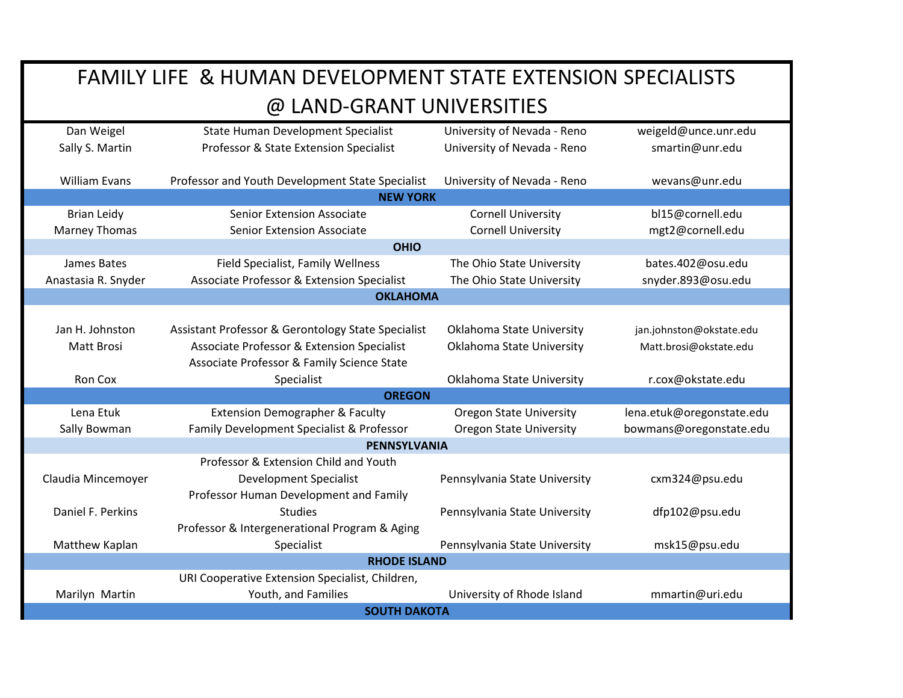# FAMILY LIFE & HUMAN DEVELOPMENT STATE EXTENSION SPECIALISTS @ LAND-GRANT UNIVERSITIES

| | | | |
|---|---|---|---|
| Dan Weigel | State Human Development Specialist | University of Nevada - Reno | weigeld@unce.unr.edu |
| Sally S. Martin | Professor & State Extension Specialist | University of Nevada - Reno | smartin@unr.edu |
| William Evans | Professor and Youth Development State Specialist | University of Nevada - Reno | wevans@unr.edu |
| **NEW YORK** | | | |
| Brian Leidy | Senior Extension Associate | Cornell University | bl15@cornell.edu |
| Marney Thomas | Senior Extension Associate | Cornell University | mgt2@cornell.edu |
| **OHIO** | | | |
| James Bates | Field Specialist, Family Wellness | The Ohio State University | bates.402@osu.edu |
| Anastasia R. Snyder | Associate Professor & Extension Specialist | The Ohio State University | snyder.893@osu.edu |
| **OKLAHOMA** | | | |
| Jan H. Johnston | Assistant Professor & Gerontology State Specialist | Oklahoma State University | jan.johnston@okstate.edu |
| Matt Brosi | Associate Professor & Extension Specialist | Oklahoma State University | Matt.brosi@okstate.edu |
| Ron Cox | Associate Professor & Family Science State Specialist | Oklahoma State University | r.cox@okstate.edu |
| **OREGON** | | | |
| Lena Etuk | Extension Demographer & Faculty | Oregon State University | lena.etuk@oregonstate.edu |
| Sally Bowman | Family Development Specialist & Professor | Oregon State University | bowmans@oregonstate.edu |
| **PENNSYLVANIA** | | | |
| Claudia Mincemoyer | Professor & Extension Child and Youth Development Specialist | Pennsylvania State University | cxm324@psu.edu |
| Daniel F. Perkins | Professor Human Development and Family Studies | Pennsylvania State University | dfp102@psu.edu |
| Matthew Kaplan | Professor & Intergenerational Program & Aging Specialist | Pennsylvania State University | msk15@psu.edu |
| **RHODE ISLAND** | | | |
| Marilyn Martin | URI Cooperative Extension Specialist, Children, Youth, and Families | University of Rhode Island | mmartin@uri.edu |
| **SOUTH DAKOTA** | | | |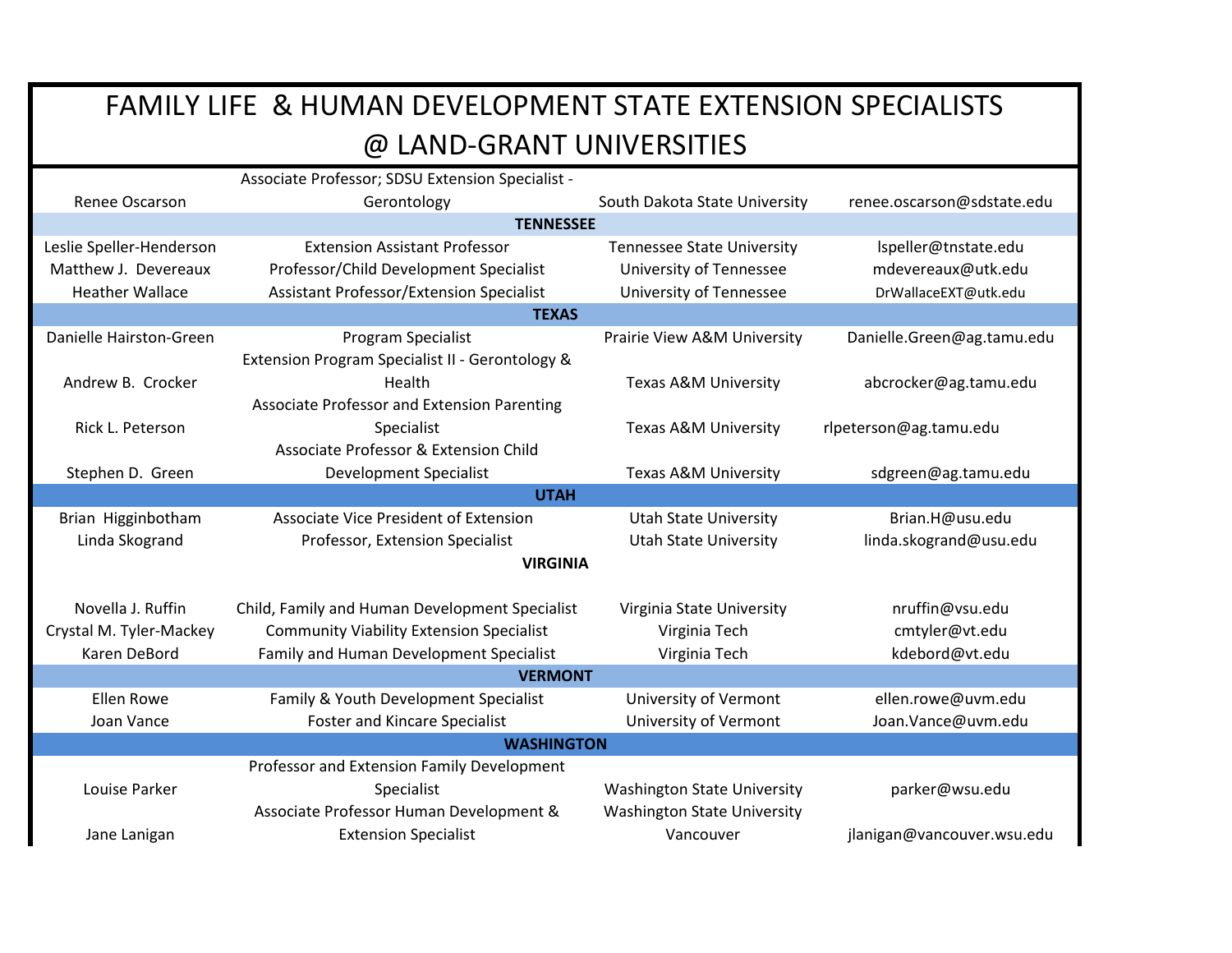# FAMILY LIFE & HUMAN DEVELOPMENT STATE EXTENSION SPECIALISTS @ LAND-GRANT UNIVERSITIES

| | | | |
|---|---|---|---|
| Renee Oscarson | Associate Professor; SDSU Extension Specialist - Gerontology | South Dakota State University | renee.oscarson@sdstate.edu |
| | **TENNESSEE** | | |
| Leslie Speller-Henderson | Extension Assistant Professor | Tennessee State University | lspeller@tnstate.edu |
| Matthew J. Devereaux | Professor/Child Development Specialist | University of Tennessee | mdevereaux@utk.edu |
| Heather Wallace | Assistant Professor/Extension Specialist | University of Tennessee | DrWallaceEXT@utk.edu |
| | **TEXAS** | | |
| Danielle Hairston-Green | Program Specialist | Prairie View A&M University | Danielle.Green@ag.tamu.edu |
| Andrew B. Crocker | Extension Program Specialist II - Gerontology & Health | Texas A&M University | abcrocker@ag.tamu.edu |
| Rick L. Peterson | Associate Professor and Extension Parenting Specialist | Texas A&M University | rlpeterson@ag.tamu.edu |
| Stephen D. Green | Associate Professor & Extension Child Development Specialist | Texas A&M University | sdgreen@ag.tamu.edu |
| | **UTAH** | | |
| Brian Higginbotham | Associate Vice President of Extension | Utah State University | Brian.H@usu.edu |
| Linda Skogrand | Professor, Extension Specialist | Utah State University | linda.skogrand@usu.edu |
| | **VIRGINIA** | | |
| Novella J. Ruffin | Child, Family and Human Development Specialist | Virginia State University | nruffin@vsu.edu |
| Crystal M. Tyler-Mackey | Community Viability Extension Specialist | Virginia Tech | cmtyler@vt.edu |
| Karen DeBord | Family and Human Development Specialist | Virginia Tech | kdebord@vt.edu |
| | **VERMONT** | | |
| Ellen Rowe | Family & Youth Development Specialist | University of Vermont | ellen.rowe@uvm.edu |
| Joan Vance | Foster and Kincare Specialist | University of Vermont | Joan.Vance@uvm.edu |
| | **WASHINGTON** | | |
| Louise Parker | Professor and Extension Family Development Specialist | Washington State University | parker@wsu.edu |
| Jane Lanigan | Associate Professor Human Development & Extension Specialist | Washington State University Vancouver | jlanigan@vancouver.wsu.edu |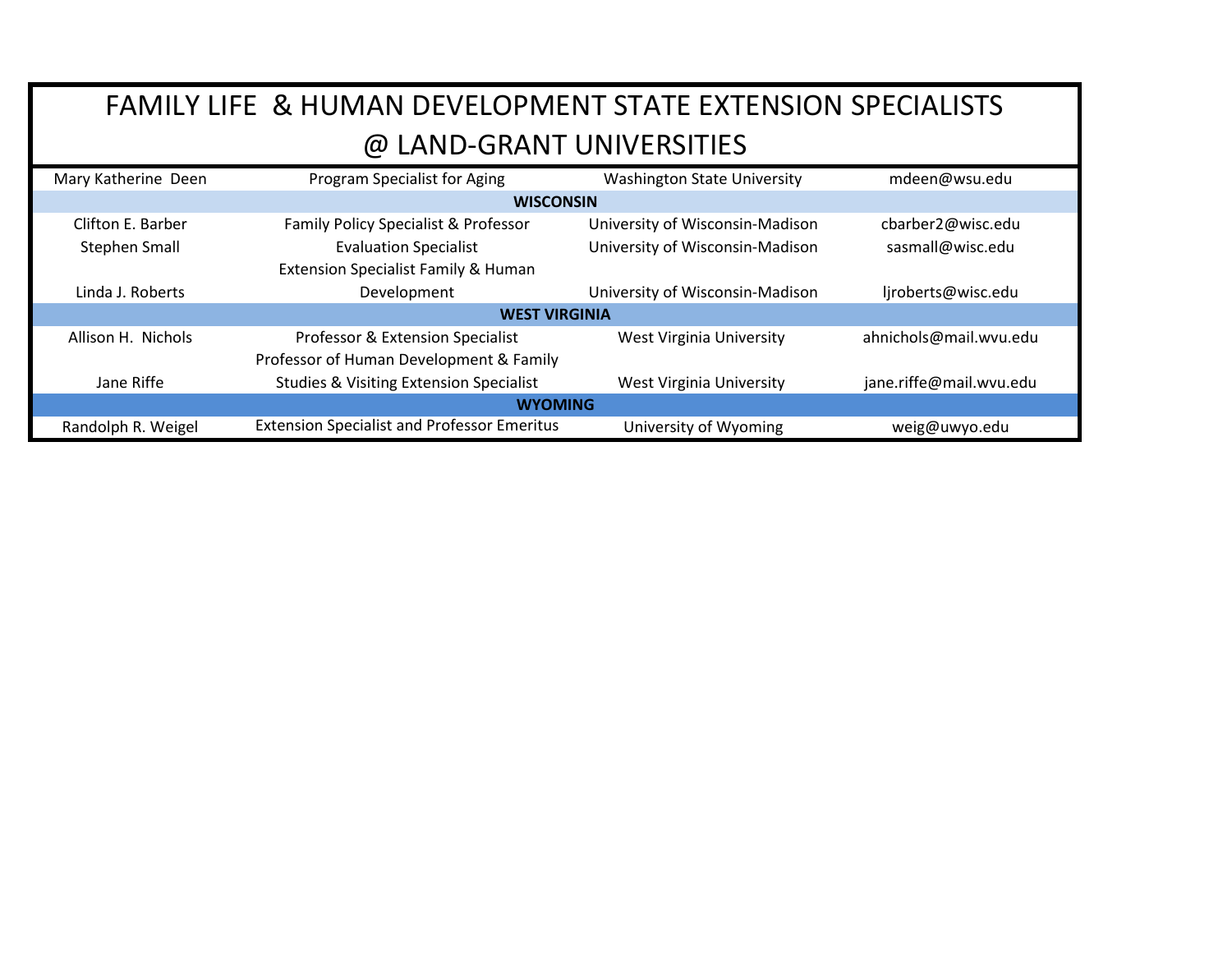# FAMILY LIFE & HUMAN DEVELOPMENT STATE EXTENSION SPECIALISTS @ LAND-GRANT UNIVERSITIES

| | | | |
|---|---|---|---|
| Mary Katherine Deen | Program Specialist for Aging | Washington State University | mdeen@wsu.edu |
| **WISCONSIN** | | | |
| Clifton E. Barber | Family Policy Specialist & Professor | University of Wisconsin-Madison | cbarber2@wisc.edu |
| Stephen Small | Evaluation Specialist | University of Wisconsin-Madison | sasmall@wisc.edu |
| Linda J. Roberts | Extension Specialist Family & Human Development | University of Wisconsin-Madison | ljroberts@wisc.edu |
| **WEST VIRGINIA** | | | |
| Allison H. Nichols | Professor & Extension Specialist | West Virginia University | ahnichols@mail.wvu.edu |
| Jane Riffe | Professor of Human Development & Family Studies & Visiting Extension Specialist | West Virginia University | jane.riffe@mail.wvu.edu |
| **WYOMING** | | | |
| Randolph R. Weigel | Extension Specialist and Professor Emeritus | University of Wyoming | weig@uwyo.edu |